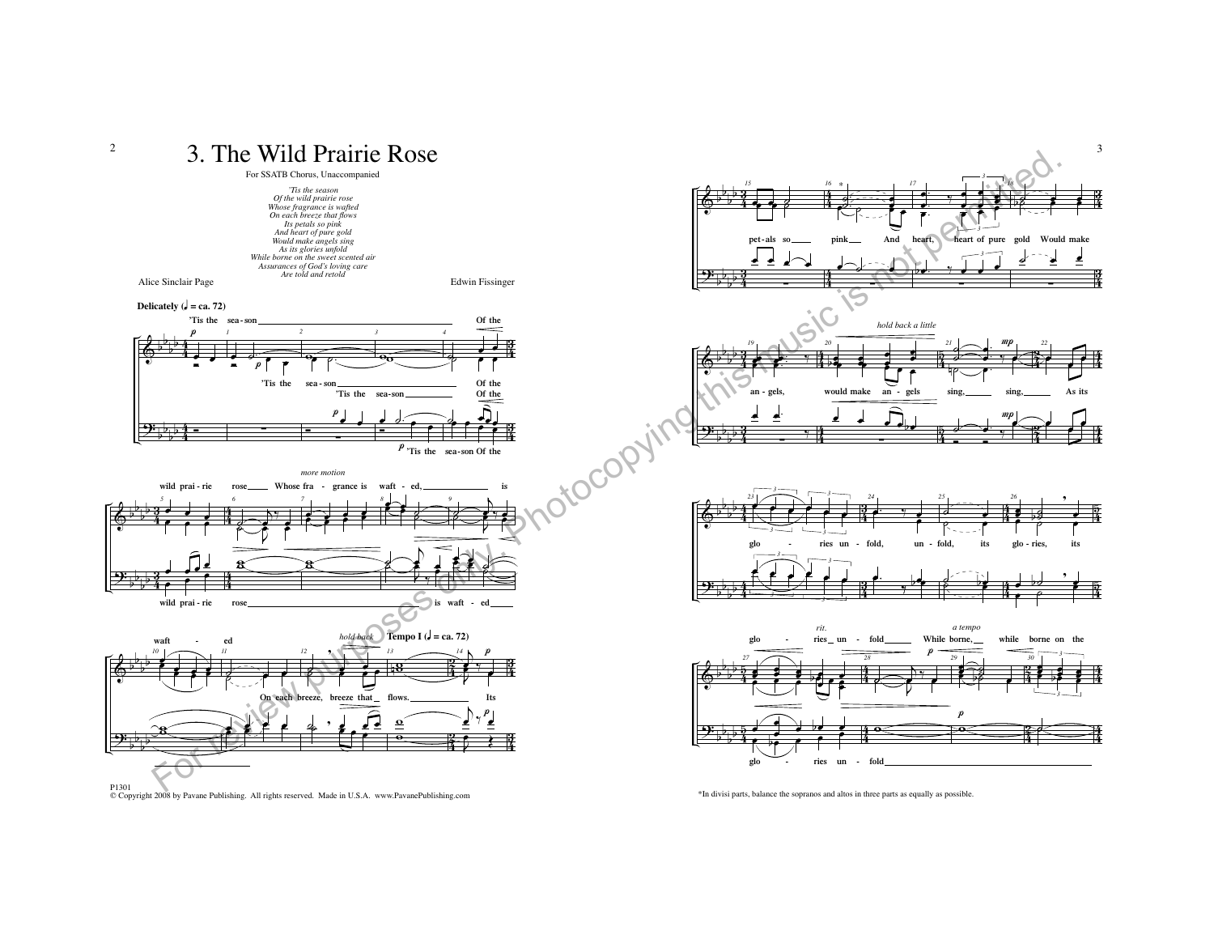# 3. The Wild Prairie Rose

For SSATB Chorus, Unaccompanied

*'Tis the season*
*Of the wild prairie rose*
*Whose fragrance is wafted*
*On each breeze that flows*
*Its petals so pink*
*And heart of pure gold*
*Would make angels sing*
*As its glories unfold*
*While borne on the sweet scented air*
*Assurances of God's loving care*
*Are told and retold*

Alice Sinclair Page

Edwin Fissinger

P1301
© Copyright 2008 by Pavane Publishing. All rights reserved. Made in U.S.A. www.PavanePublishing.com

*In divisi parts, balance the sopranos and altos in three parts as equally as possible.

For review purposes only. Photocopying this music is not permitted.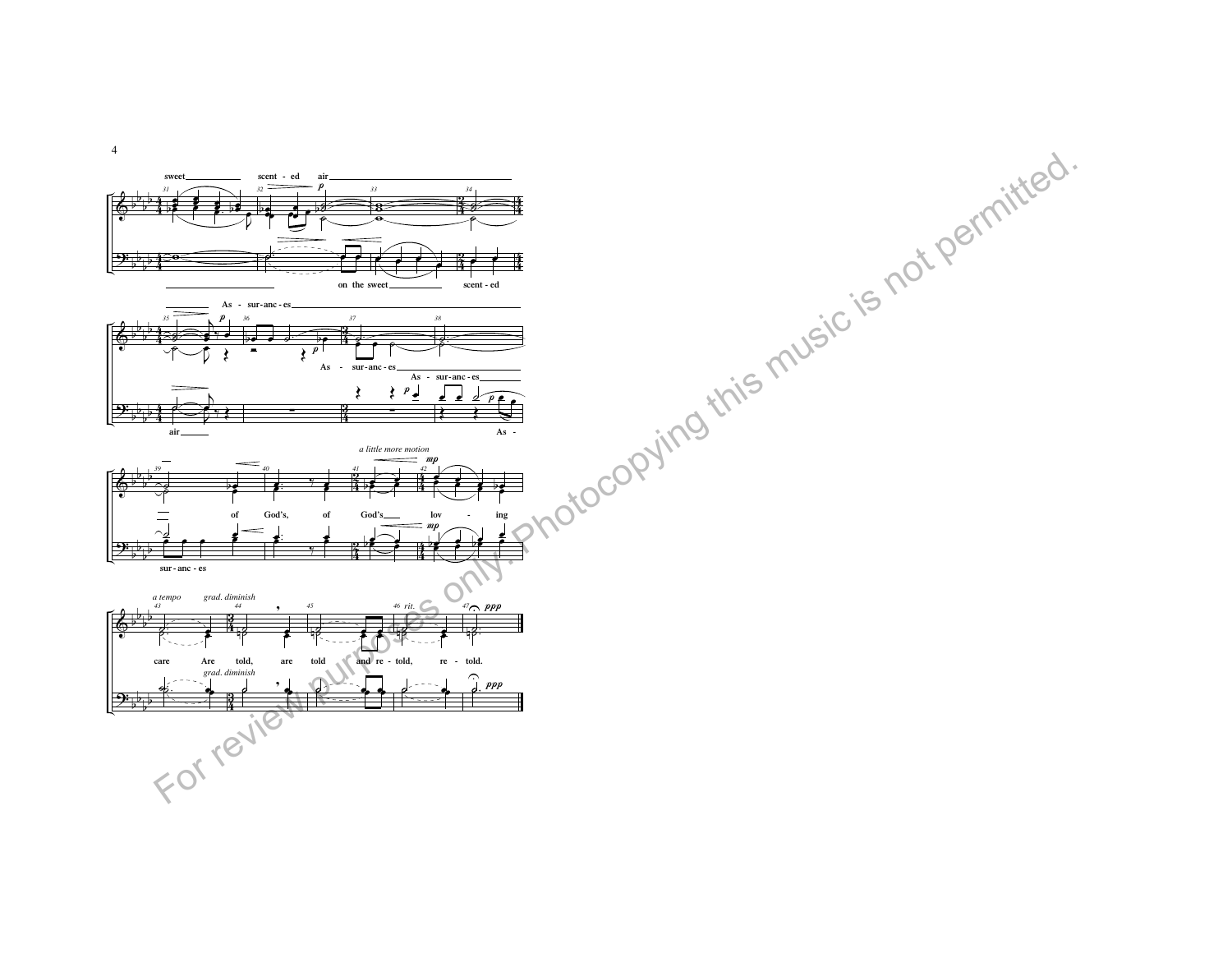For review purposes only. Photocopying this music is not permitted.